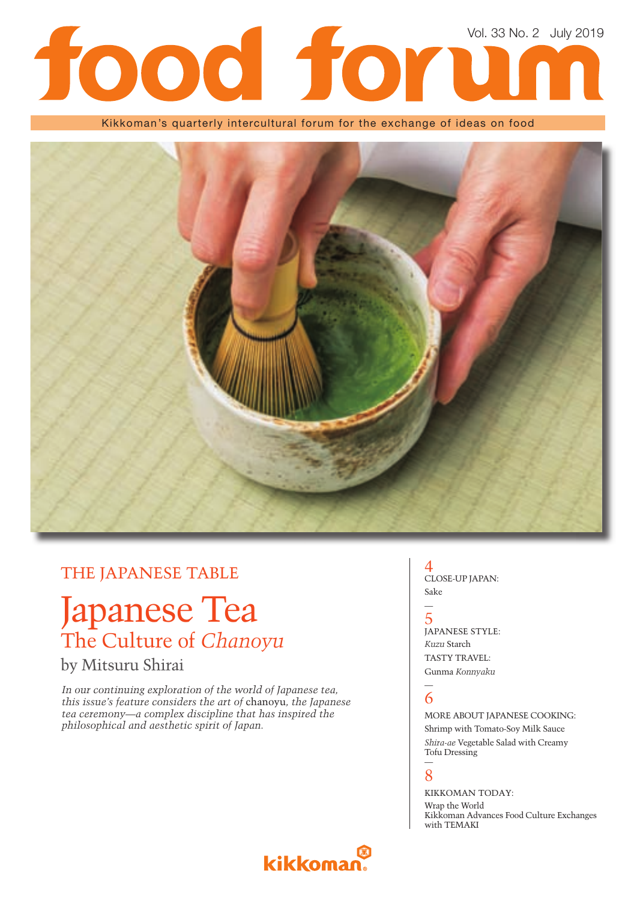# food forum

Vol. 33 No. 2 July 2019

Kikkoman's quarterly intercultural forum for the exchange of ideas on food

## THE JAPANESE TABLE

# Japanese Tea

## The Culture of *Chanoyu*

by Mitsuru Shirai

*In our continuing exploration of the world of Japanese tea, this issue's feature considers the art of* chanoyu*, the Japanese tea ceremony—a complex discipline that has inspired the philosophical and aesthetic spirit of Japan.*

4
CLOSE-UP JAPAN:
Sake

5
JAPANESE STYLE:
*Kuzu* Starch
TASTY TRAVEL:
Gunma *Konnyaku*

6
MORE ABOUT JAPANESE COOKING:
Shrimp with Tomato-Soy Milk Sauce
*Shira-ae* Vegetable Salad with Creamy Tofu Dressing

8
KIKKOMAN TODAY:
Wrap the World
Kikkoman Advances Food Culture Exchanges with TEMAKI

kikkoman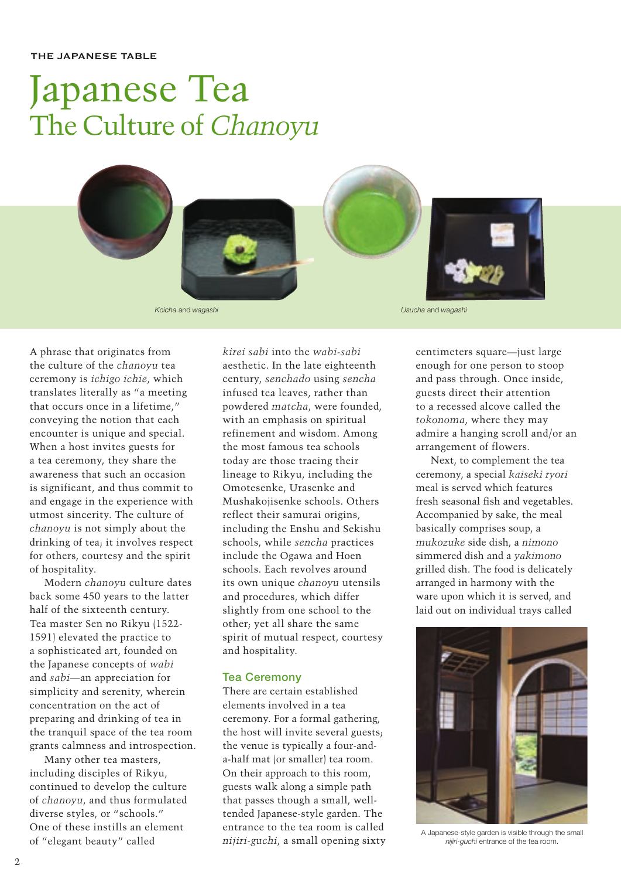# Japanese Tea
## The Culture of *Chanoyu*

*Koicha* and *wagashi*

*Usucha* and *wagashi*

A phrase that originates from the culture of the *chanoyu* tea ceremony is *ichigo ichie*, which translates literally as "a meeting that occurs once in a lifetime," conveying the notion that each encounter is unique and special. When a host invites guests for a tea ceremony, they share the awareness that such an occasion is significant, and thus commit to and engage in the experience with utmost sincerity. The culture of *chanoyu* is not simply about the drinking of tea; it involves respect for others, courtesy and the spirit of hospitality.

Modern *chanoyu* culture dates back some 450 years to the latter half of the sixteenth century. Tea master Sen no Rikyu (1522-1591) elevated the practice to a sophisticated art, founded on the Japanese concepts of *wabi* and *sabi*—an appreciation for simplicity and serenity, wherein concentration on the act of preparing and drinking of tea in the tranquil space of the tea room grants calmness and introspection.

Many other tea masters, including disciples of Rikyu, continued to develop the culture of *chanoyu*, and thus formulated diverse styles, or "schools." One of these instills an element of "elegant beauty" called *kirei sabi* into the *wabi-sabi* aesthetic. In the late eighteenth century, *senchado* using *sencha* infused tea leaves, rather than powdered *matcha*, were founded, with an emphasis on spiritual refinement and wisdom. Among the most famous tea schools today are those tracing their lineage to Rikyu, including the Omotesenke, Urasenke and Mushakojisenke schools. Others reflect their samurai origins, including the Enshu and Sekishu schools, while *sencha* practices include the Ogawa and Hoen schools. Each revolves around its own unique *chanoyu* utensils and procedures, which differ slightly from one school to the other; yet all share the same spirit of mutual respect, courtesy and hospitality.

### Tea Ceremony

There are certain established elements involved in a tea ceremony. For a formal gathering, the host will invite several guests; the venue is typically a four-and-a-half mat (or smaller) tea room. On their approach to this room, guests walk along a simple path that passes though a small, well-tended Japanese-style garden. The entrance to the tea room is called *nijiri-guchi*, a small opening sixty centimeters square—just large enough for one person to stoop and pass through. Once inside, guests direct their attention to a recessed alcove called the *tokonoma*, where they may admire a hanging scroll and/or an arrangement of flowers.

Next, to complement the tea ceremony, a special *kaiseki ryori* meal is served which features fresh seasonal fish and vegetables. Accompanied by sake, the meal basically comprises soup, a *mukozuke* side dish, a *nimono* simmered dish and a *yakimono* grilled dish. The food is delicately arranged in harmony with the ware upon which it is served, and laid out on individual trays called

A Japanese-style garden is visible through the small *nijiri-guchi* entrance of the tea room.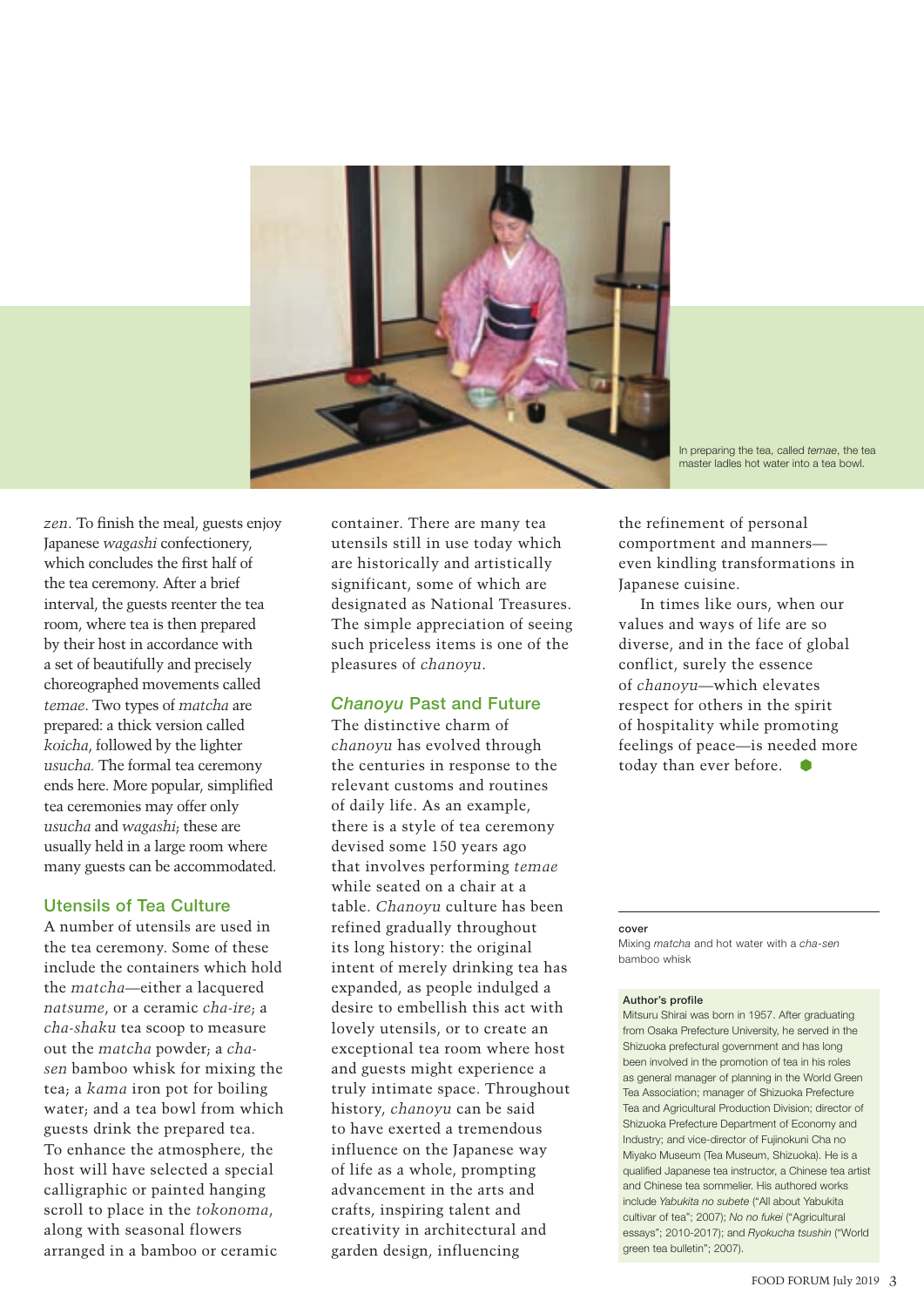In preparing the tea, called *temae*, the tea master ladles hot water into a tea bowl.

*zen*. To finish the meal, guests enjoy Japanese *wagashi* confectionery, which concludes the first half of the tea ceremony. After a brief interval, the guests reenter the tea room, where tea is then prepared by their host in accordance with a set of beautifully and precisely choreographed movements called *temae*. Two types of *matcha* are prepared: a thick version called *koicha*, followed by the lighter *usucha*. The formal tea ceremony ends here. More popular, simplified tea ceremonies may offer only *usucha* and *wagashi*; these are usually held in a large room where many guests can be accommodated.

## Utensils of Tea Culture

A number of utensils are used in the tea ceremony. Some of these include the containers which hold the *matcha*—either a lacquered *natsume*, or a ceramic *cha-ire*; a *cha-shaku* tea scoop to measure out the *matcha* powder; a *cha-sen* bamboo whisk for mixing the tea; a *kama* iron pot for boiling water; and a tea bowl from which guests drink the prepared tea. To enhance the atmosphere, the host will have selected a special calligraphic or painted hanging scroll to place in the *tokonoma*, along with seasonal flowers arranged in a bamboo or ceramic container. There are many tea utensils still in use today which are historically and artistically significant, some of which are designated as National Treasures. The simple appreciation of seeing such priceless items is one of the pleasures of *chanoyu*.

## *Chanoyu* Past and Future

The distinctive charm of *chanoyu* has evolved through the centuries in response to the relevant customs and routines of daily life. As an example, there is a style of tea ceremony devised some 150 years ago that involves performing *temae* while seated on a chair at a table. *Chanoyu* culture has been refined gradually throughout its long history: the original intent of merely drinking tea has expanded, as people indulged a desire to embellish this act with lovely utensils, or to create an exceptional tea room where host and guests might experience a truly intimate space. Throughout history, *chanoyu* can be said to have exerted a tremendous influence on the Japanese way of life as a whole, prompting advancement in the arts and crafts, inspiring talent and creativity in architectural and garden design, influencing the refinement of personal comportment and manners—even kindling transformations in Japanese cuisine.

In times like ours, when our values and ways of life are so diverse, and in the face of global conflict, surely the essence of *chanoyu*—which elevates respect for others in the spirit of hospitality while promoting feelings of peace—is needed more today than ever before.

**cover**
Mixing *matcha* and hot water with a *cha-sen* bamboo whisk

**Author's profile**
Mitsuru Shirai was born in 1957. After graduating from Osaka Prefecture University, he served in the Shizuoka prefectural government and has long been involved in the promotion of tea in his roles as general manager of planning in the World Green Tea Association; manager of Shizuoka Prefecture Tea and Agricultural Production Division; director of Shizuoka Prefecture Department of Economy and Industry; and vice-director of Fujinokuni Cha no Miyako Museum (Tea Museum, Shizuoka). He is a qualified Japanese tea instructor, a Chinese tea artist and Chinese tea sommelier. His authored works include *Yabukita no subete* ("All about Yabukita cultivar of tea"; 2007); *No no fukei* ("Agricultural essays"; 2010-2017); and *Ryokucha tsushin* ("World green tea bulletin"; 2007).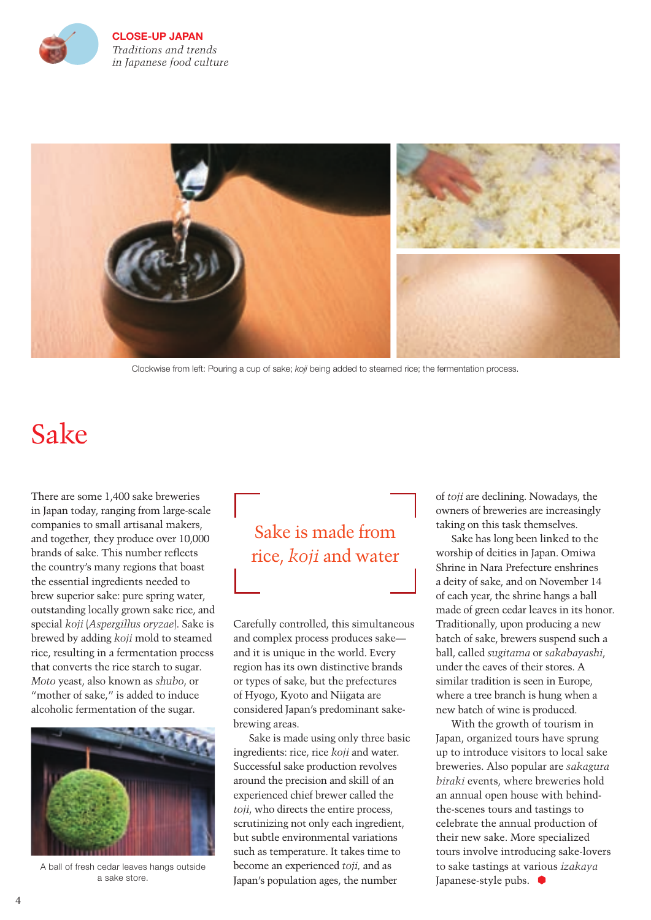Clockwise from left: Pouring a cup of sake; *koji* being added to steamed rice; the fermentation process.

# Sake

There are some 1,400 sake breweries in Japan today, ranging from large-scale companies to small artisanal makers, and together, they produce over 10,000 brands of sake. This number reflects the country's many regions that boast the essential ingredients needed to brew superior sake: pure spring water, outstanding locally grown sake rice, and special *koji* (*Aspergillus oryzae*). Sake is brewed by adding *koji* mold to steamed rice, resulting in a fermentation process that converts the rice starch to sugar. *Moto* yeast, also known as *shubo*, or "mother of sake," is added to induce alcoholic fermentation of the sugar.

A ball of fresh cedar leaves hangs outside a sake store.

> Sake is made from rice, *koji* and water

Carefully controlled, this simultaneous and complex process produces sake—and it is unique in the world. Every region has its own distinctive brands or types of sake, but the prefectures of Hyogo, Kyoto and Niigata are considered Japan's predominant sake-brewing areas.

Sake is made using only three basic ingredients: rice, rice *koji* and water. Successful sake production revolves around the precision and skill of an experienced chief brewer called the *toji*, who directs the entire process, scrutinizing not only each ingredient, but subtle environmental variations such as temperature. It takes time to become an experienced *toji,* and as Japan's population ages, the number of *toji* are declining. Nowadays, the owners of breweries are increasingly taking on this task themselves.

Sake has long been linked to the worship of deities in Japan. Omiwa Shrine in Nara Prefecture enshrines a deity of sake, and on November 14 of each year, the shrine hangs a ball made of green cedar leaves in its honor. Traditionally, upon producing a new batch of sake, brewers suspend such a ball, called *sugitama* or *sakabayashi*, under the eaves of their stores. A similar tradition is seen in Europe, where a tree branch is hung when a new batch of wine is produced.

With the growth of tourism in Japan, organized tours have sprung up to introduce visitors to local sake breweries. Also popular are *sakagura biraki* events, where breweries hold an annual open house with behind-the-scenes tours and tastings to celebrate the annual production of their new sake. More specialized tours involve introducing sake-lovers to sake tastings at various *izakaya* Japanese-style pubs.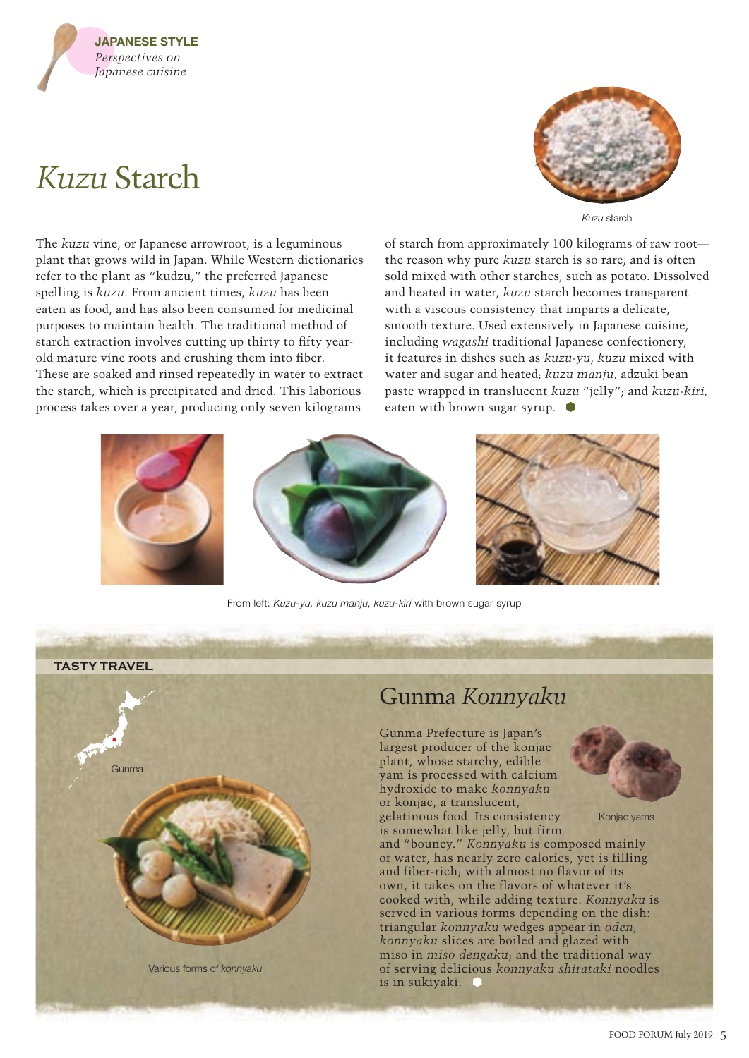JAPANESE STYLE
*Perspectives on Japanese cuisine*

# *Kuzu* Starch

*Kuzu* starch

The *kuzu* vine, or Japanese arrowroot, is a leguminous plant that grows wild in Japan. While Western dictionaries refer to the plant as "kudzu," the preferred Japanese spelling is *kuzu*. From ancient times, *kuzu* has been eaten as food, and has also been consumed for medicinal purposes to maintain health. The traditional method of starch extraction involves cutting up thirty to fifty year-old mature vine roots and crushing them into fiber. These are soaked and rinsed repeatedly in water to extract the starch, which is precipitated and dried. This laborious process takes over a year, producing only seven kilograms of starch from approximately 100 kilograms of raw root—the reason why pure *kuzu* starch is so rare, and is often sold mixed with other starches, such as potato. Dissolved and heated in water, *kuzu* starch becomes transparent with a viscous consistency that imparts a delicate, smooth texture. Used extensively in Japanese cuisine, including *wagashi* traditional Japanese confectionery, it features in dishes such as *kuzu-yu*, *kuzu* mixed with water and sugar and heated; *kuzu manju,* adzuki bean paste wrapped in translucent *kuzu* "jelly"; and *kuzu-kiri,* eaten with brown sugar syrup.

From left: *Kuzu-yu*, *kuzu manju*, *kuzu-kiri* with brown sugar syrup

TASTY TRAVEL

## Gunma *Konnyaku*

Gunma

Gunma Prefecture is Japan's largest producer of the konjac plant, whose starchy, edible yam is processed with calcium hydroxide to make *konnyaku* or konjac, a translucent, gelatinous food. Its consistency is somewhat like jelly, but firm and "bouncy." *Konnyaku* is composed mainly of water, has nearly zero calories, yet is filling and fiber-rich; with almost no flavor of its own, it takes on the flavors of whatever it's cooked with, while adding texture. *Konnyaku* is served in various forms depending on the dish: triangular *konnyaku* wedges appear in *oden*; *konnyaku* slices are boiled and glazed with miso in *miso dengaku*; and the traditional way of serving delicious *konnyaku shirataki* noodles is in sukiyaki.

Konjac yams

Various forms of *konnyaku*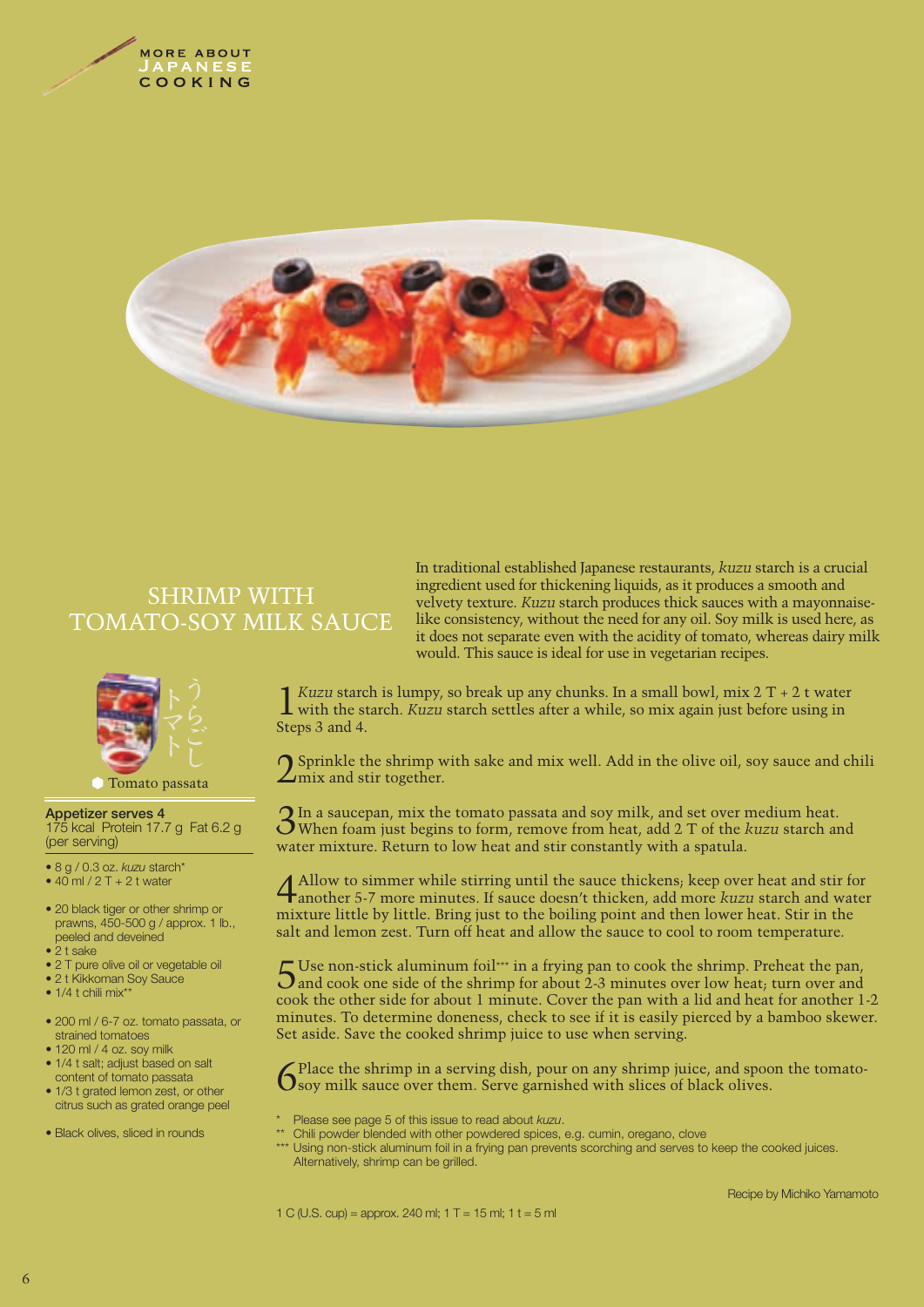# SHRIMP WITH TOMATO-SOY MILK SAUCE

In traditional established Japanese restaurants, *kuzu* starch is a crucial ingredient used for thickening liquids, as it produces a smooth and velvety texture. *Kuzu* starch produces thick sauces with a mayonnaise-like consistency, without the need for any oil. Soy milk is used here, as it does not separate even with the acidity of tomato, whereas dairy milk would. This sauce is ideal for use in vegetarian recipes.

うらごしトマト

Tomato passata

**Appetizer serves 4**
175 kcal Protein 17.7 g Fat 6.2 g (per serving)

- 8 g / 0.3 oz. *kuzu* starch*
- 40 ml / 2 T + 2 t water

- 20 black tiger or other shrimp or prawns, 450-500 g / approx. 1 lb., peeled and deveined
- 2 t sake
- 2 T pure olive oil or vegetable oil
- 2 t Kikkoman Soy Sauce
- 1/4 t chili mix**

- 200 ml / 6-7 oz. tomato passata, or strained tomatoes
- 120 ml / 4 oz. soy milk
- 1/4 t salt; adjust based on salt content of tomato passata
- 1/3 t grated lemon zest, or other citrus such as grated orange peel

- Black olives, sliced in rounds

1. *Kuzu* starch is lumpy, so break up any chunks. In a small bowl, mix 2 T + 2 t water with the starch. *Kuzu* starch settles after a while, so mix again just before using in Steps 3 and 4.

2. Sprinkle the shrimp with sake and mix well. Add in the olive oil, soy sauce and chili mix and stir together.

3. In a saucepan, mix the tomato passata and soy milk, and set over medium heat. When foam just begins to form, remove from heat, add 2 T of the *kuzu* starch and water mixture. Return to low heat and stir constantly with a spatula.

4. Allow to simmer while stirring until the sauce thickens; keep over heat and stir for another 5-7 more minutes. If sauce doesn't thicken, add more *kuzu* starch and water mixture little by little. Bring just to the boiling point and then lower heat. Stir in the salt and lemon zest. Turn off heat and allow the sauce to cool to room temperature.

5. Use non-stick aluminum foil*** in a frying pan to cook the shrimp. Preheat the pan, and cook one side of the shrimp for about 2-3 minutes over low heat; turn over and cook the other side for about 1 minute. Cover the pan with a lid and heat for another 1-2 minutes. To determine doneness, check to see if it is easily pierced by a bamboo skewer. Set aside. Save the cooked shrimp juice to use when serving.

6. Place the shrimp in a serving dish, pour on any shrimp juice, and spoon the tomato-soy milk sauce over them. Serve garnished with slices of black olives.

\* Please see page 5 of this issue to read about *kuzu*.
\*\* Chili powder blended with other powdered spices, e.g. cumin, oregano, clove
\*\*\* Using non-stick aluminum foil in a frying pan prevents scorching and serves to keep the cooked juices. Alternatively, shrimp can be grilled.

Recipe by Michiko Yamamoto

1 C (U.S. cup) = approx. 240 ml; 1 T = 15 ml; 1 t = 5 ml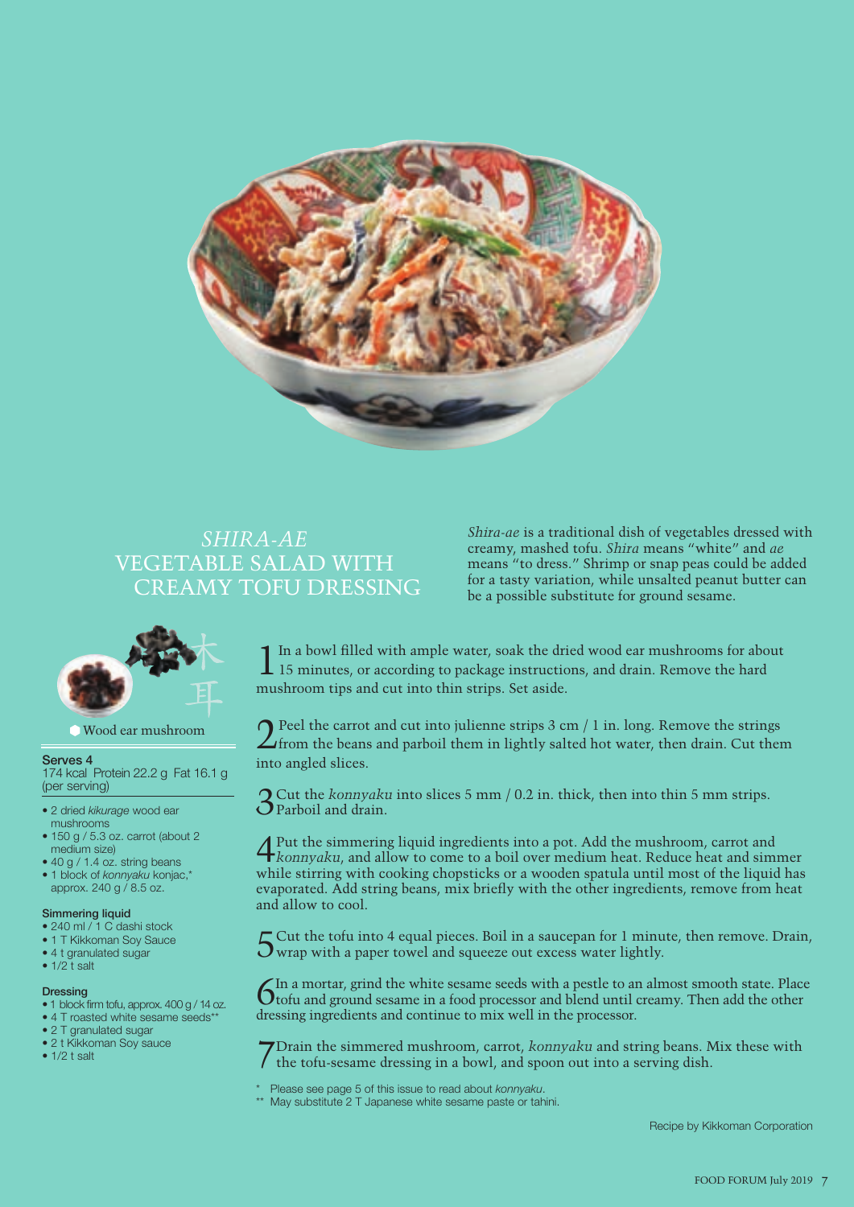# *SHIRA-AE* VEGETABLE SALAD WITH CREAMY TOFU DRESSING

*Shira-ae* is a traditional dish of vegetables dressed with creamy, mashed tofu. *Shira* means "white" and *ae* means "to dress." Shrimp or snap peas could be added for a tasty variation, while unsalted peanut butter can be a possible substitute for ground sesame.

木耳

Wood ear mushroom

**Serves 4**
174 kcal Protein 22.2 g Fat 16.1 g (per serving)

- 2 dried *kikurage* wood ear mushrooms
- 150 g / 5.3 oz. carrot (about 2 medium size)
- 40 g / 1.4 oz. string beans
- 1 block of *konnyaku* konjac,* approx. 240 g / 8.5 oz.

**Simmering liquid**

- 240 ml / 1 C dashi stock
- 1 T Kikkoman Soy Sauce
- 4 t granulated sugar
- 1/2 t salt

**Dressing**

- 1 block firm tofu, approx. 400 g / 14 oz.
- 4 T roasted white sesame seeds**
- 2 T granulated sugar
- 2 t Kikkoman Soy sauce
- 1/2 t salt

1. In a bowl filled with ample water, soak the dried wood ear mushrooms for about 15 minutes, or according to package instructions, and drain. Remove the hard mushroom tips and cut into thin strips. Set aside.

2. Peel the carrot and cut into julienne strips 3 cm / 1 in. long. Remove the strings from the beans and parboil them in lightly salted hot water, then drain. Cut them into angled slices.

3. Cut the *konnyaku* into slices 5 mm / 0.2 in. thick, then into thin 5 mm strips. Parboil and drain.

4. Put the simmering liquid ingredients into a pot. Add the mushroom, carrot and *konnyaku*, and allow to come to a boil over medium heat. Reduce heat and simmer while stirring with cooking chopsticks or a wooden spatula until most of the liquid has evaporated. Add string beans, mix briefly with the other ingredients, remove from heat and allow to cool.

5. Cut the tofu into 4 equal pieces. Boil in a saucepan for 1 minute, then remove. Drain, wrap with a paper towel and squeeze out excess water lightly.

6. In a mortar, grind the white sesame seeds with a pestle to an almost smooth state. Place tofu and ground sesame in a food processor and blend until creamy. Then add the other dressing ingredients and continue to mix well in the processor.

7. Drain the simmered mushroom, carrot, *konnyaku* and string beans. Mix these with the tofu-sesame dressing in a bowl, and spoon out into a serving dish.

\* Please see page 5 of this issue to read about *konnyaku*.
\** May substitute 2 T Japanese white sesame paste or tahini.

Recipe by Kikkoman Corporation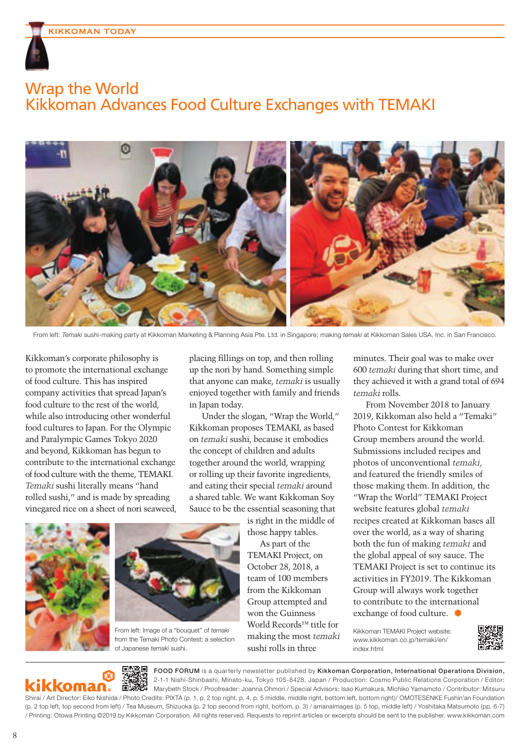KIKKOMAN TODAY

# Wrap the World
# Kikkoman Advances Food Culture Exchanges with TEMAKI

From left: *Temaki* sushi-making party at Kikkoman Marketing & Planning Asia Pte. Ltd. in Singapore; making *temaki* at Kikkoman Sales USA, Inc. in San Francisco.

Kikkoman's corporate philosophy is to promote the international exchange of food culture. This has inspired company activities that spread Japan's food culture to the rest of the world, while also introducing other wonderful food cultures to Japan. For the Olympic and Paralympic Games Tokyo 2020 and beyond, Kikkoman has begun to contribute to the international exchange of food culture with the theme, TEMAKI. *Temaki* sushi literally means "hand rolled sushi," and is made by spreading vinegared rice on a sheet of nori seaweed, placing fillings on top, and then rolling up the nori by hand. Something simple that anyone can make, *temaki* is usually enjoyed together with family and friends in Japan today.

Under the slogan, "Wrap the World," Kikkoman proposes TEMAKI, as based on *temaki* sushi, because it embodies the concept of children and adults together around the world, wrapping or rolling up their favorite ingredients, and eating their special *temaki* around a shared table. We want Kikkoman Soy Sauce to be the essential seasoning that is right in the middle of those happy tables.

As part of the TEMAKI Project, on October 28, 2018, a team of 100 members from the Kikkoman Group attempted and won the Guinness World Records™ title for making the most *temaki* sushi rolls in three minutes. Their goal was to make over 600 *temaki* during that short time, and they achieved it with a grand total of 694 *temaki* rolls.

From November 2018 to January 2019, Kikkoman also held a "Temaki" Photo Contest for Kikkoman Group members around the world. Submissions included recipes and photos of unconventional *temaki*, and featured the friendly smiles of those making them. In addition, the "Wrap the World" TEMAKI Project website features global *temaki* recipes created at Kikkoman bases all over the world, as a way of sharing both the fun of making *temaki* and the global appeal of soy sauce. The TEMAKI Project is set to continue its activities in FY2019. The Kikkoman Group will always work together to contribute to the international exchange of food culture.

From left: Image of a "bouquet" of *temaki* from the Temaki Photo Contest; a selection of Japanese *temaki* sushi.

Kikkoman TEMAKI Project website: www.kikkoman.co.jp/temaki/en/index.html

**FOOD FORUM** is a quarterly newsletter published by **Kikkoman Corporation, International Operations Division,** 2-1-1 Nishi-Shinbashi, Minato-ku, Tokyo 105-8428, Japan / Production: Cosmo Public Relations Corporation / Editor: Marybeth Stock / Proofreader: Joanna Ohmori / Special Advisors: Isao Kumakura, Michiko Yamamoto / Contributor: Mitsuru Shirai / Art Director: Eiko Nishida / Photo Credits: PIXTA (p. 1, p. 2 top right, p. 4, p. 5 middle, middle right, bottom left, bottom right)/ OMOTESENKE Fushin'an Foundation (p. 2 top left, top second from left) / Tea Museum, Shizuoka (p. 2 top second from right, bottom, p. 3) / amanaimages (p. 5 top, middle left) / Yoshitaka Matsumoto (pp. 6-7) / Printing: Otowa Printing ©2019 by Kikkoman Corporation. All rights reserved. Requests to reprint articles or excerpts should be sent to the publisher. www.kikkoman.com